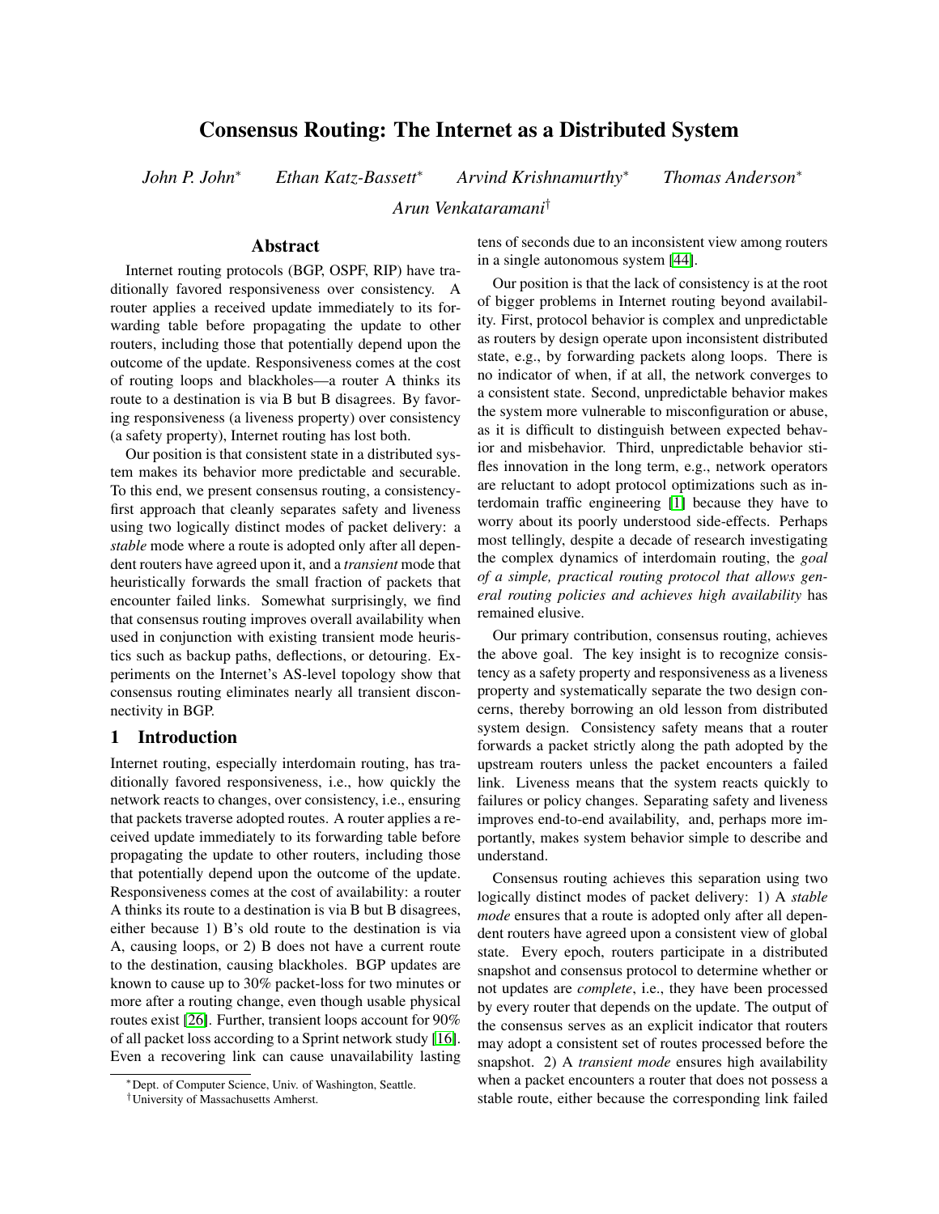# Consensus Routing: The Internet as a Distributed System

*John P. John*[*] *Ethan Katz-Bassett*[*] *Arvind Krishnamurthy*[*] *Thomas Anderson*[*]

*Arun Venkataramani*[†]

## Abstract

Internet routing protocols (BGP, OSPF, RIP) have traditionally favored responsiveness over consistency. A router applies a received update immediately to its forwarding table before propagating the update to other routers, including those that potentially depend upon the outcome of the update. Responsiveness comes at the cost of routing loops and blackholes—a router A thinks its route to a destination is via B but B disagrees. By favoring responsiveness (a liveness property) over consistency (a safety property), Internet routing has lost both.

Our position is that consistent state in a distributed system makes its behavior more predictable and securable. To this end, we present consensus routing, a consistency-first approach that cleanly separates safety and liveness using two logically distinct modes of packet delivery: a *stable* mode where a route is adopted only after all dependent routers have agreed upon it, and a *transient* mode that heuristically forwards the small fraction of packets that encounter failed links. Somewhat surprisingly, we find that consensus routing improves overall availability when used in conjunction with existing transient mode heuristics such as backup paths, deflections, or detouring. Experiments on the Internet's AS-level topology show that consensus routing eliminates nearly all transient disconnectivity in BGP.

## 1 Introduction

Internet routing, especially interdomain routing, has traditionally favored responsiveness, i.e., how quickly the network reacts to changes, over consistency, i.e., ensuring that packets traverse adopted routes. A router applies a received update immediately to its forwarding table before propagating the update to other routers, including those that potentially depend upon the outcome of the update. Responsiveness comes at the cost of availability: a router A thinks its route to a destination is via B but B disagrees, either because 1) B's old route to the destination is via A, causing loops, or 2) B does not have a current route to the destination, causing blackholes. BGP updates are known to cause up to 30% packet-loss for two minutes or more after a routing change, even though usable physical routes exist [26]. Further, transient loops account for 90% of all packet loss according to a Sprint network study [16]. Even a recovering link can cause unavailability lasting tens of seconds due to an inconsistent view among routers in a single autonomous system [44].

Our position is that the lack of consistency is at the root of bigger problems in Internet routing beyond availability. First, protocol behavior is complex and unpredictable as routers by design operate upon inconsistent distributed state, e.g., by forwarding packets along loops. There is no indicator of when, if at all, the network converges to a consistent state. Second, unpredictable behavior makes the system more vulnerable to misconfiguration or abuse, as it is difficult to distinguish between expected behavior and misbehavior. Third, unpredictable behavior stifles innovation in the long term, e.g., network operators are reluctant to adopt protocol optimizations such as interdomain traffic engineering [1] because they have to worry about its poorly understood side-effects. Perhaps most tellingly, despite a decade of research investigating the complex dynamics of interdomain routing, the *goal of a simple, practical routing protocol that allows general routing policies and achieves high availability* has remained elusive.

Our primary contribution, consensus routing, achieves the above goal. The key insight is to recognize consistency as a safety property and responsiveness as a liveness property and systematically separate the two design concerns, thereby borrowing an old lesson from distributed system design. Consistency safety means that a router forwards a packet strictly along the path adopted by the upstream routers unless the packet encounters a failed link. Liveness means that the system reacts quickly to failures or policy changes. Separating safety and liveness improves end-to-end availability, and, perhaps more importantly, makes system behavior simple to describe and understand.

Consensus routing achieves this separation using two logically distinct modes of packet delivery: 1) A *stable mode* ensures that a route is adopted only after all dependent routers have agreed upon a consistent view of global state. Every epoch, routers participate in a distributed snapshot and consensus protocol to determine whether or not updates are *complete*, i.e., they have been processed by every router that depends on the update. The output of the consensus serves as an explicit indicator that routers may adopt a consistent set of routes processed before the snapshot. 2) A *transient mode* ensures high availability when a packet encounters a router that does not possess a stable route, either because the corresponding link failed

[*] Dept. of Computer Science, Univ. of Washington, Seattle.
[†] University of Massachusetts Amherst.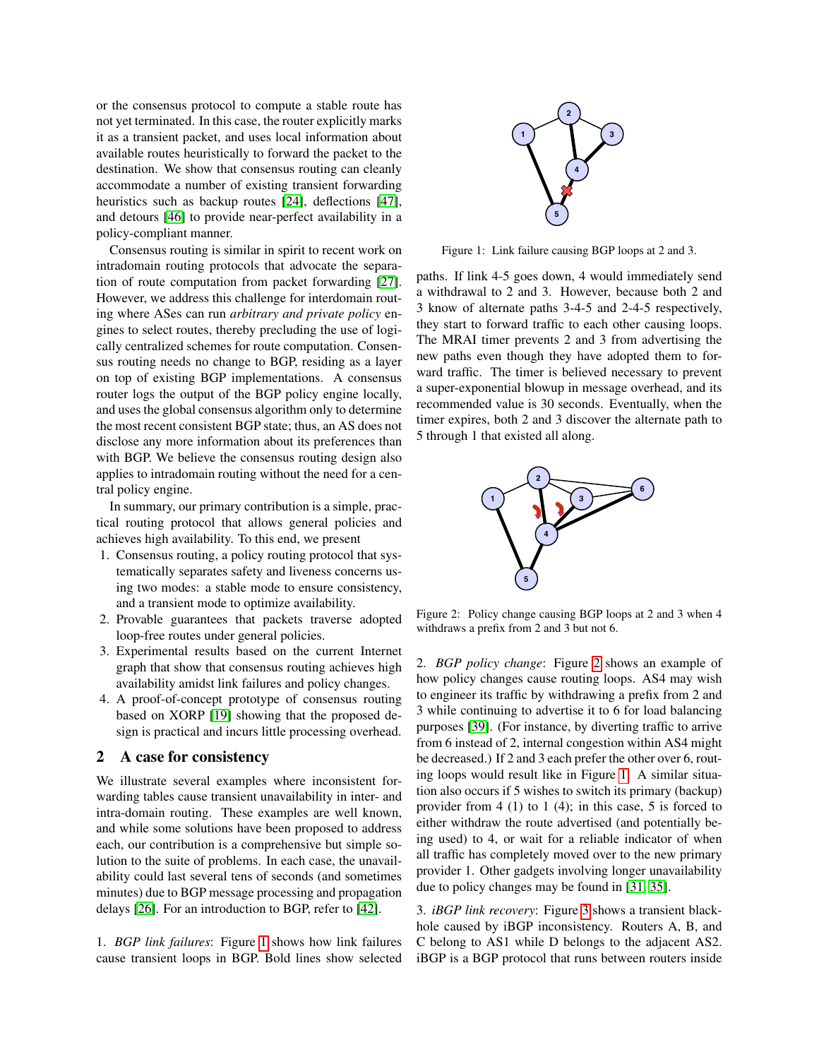or the consensus protocol to compute a stable route has not yet terminated. In this case, the router explicitly marks it as a transient packet, and uses local information about available routes heuristically to forward the packet to the destination. We show that consensus routing can cleanly accommodate a number of existing transient forwarding heuristics such as backup routes [24], deflections [47], and detours [46] to provide near-perfect availability in a policy-compliant manner.

Consensus routing is similar in spirit to recent work on intradomain routing protocols that advocate the separation of route computation from packet forwarding [27]. However, we address this challenge for interdomain routing where ASes can run *arbitrary and private policy* engines to select routes, thereby precluding the use of logically centralized schemes for route computation. Consensus routing needs no change to BGP, residing as a layer on top of existing BGP implementations. A consensus router logs the output of the BGP policy engine locally, and uses the global consensus algorithm only to determine the most recent consistent BGP state; thus, an AS does not disclose any more information about its preferences than with BGP. We believe the consensus routing design also applies to intradomain routing without the need for a central policy engine.

In summary, our primary contribution is a simple, practical routing protocol that allows general policies and achieves high availability. To this end, we present

1. Consensus routing, a policy routing protocol that systematically separates safety and liveness concerns using two modes: a stable mode to ensure consistency, and a transient mode to optimize availability.
2. Provable guarantees that packets traverse adopted loop-free routes under general policies.
3. Experimental results based on the current Internet graph that show that consensus routing achieves high availability amidst link failures and policy changes.
4. A proof-of-concept prototype of consensus routing based on XORP [19] showing that the proposed design is practical and incurs little processing overhead.

## 2 A case for consistency

We illustrate several examples where inconsistent forwarding tables cause transient unavailability in inter- and intra-domain routing. These examples are well known, and while some solutions have been proposed to address each, our contribution is a comprehensive but simple solution to the suite of problems. In each case, the unavailability could last several tens of seconds (and sometimes minutes) due to BGP message processing and propagation delays [26]. For an introduction to BGP, refer to [42].

1. *BGP link failures*: Figure 1 shows how link failures cause transient loops in BGP. Bold lines show selected paths. If link 4-5 goes down, 4 would immediately send a withdrawal to 2 and 3. However, because both 2 and 3 know of alternate paths 3-4-5 and 2-4-5 respectively, they start to forward traffic to each other causing loops. The MRAI timer prevents 2 and 3 from advertising the new paths even though they have adopted them to forward traffic. The timer is believed necessary to prevent a super-exponential blowup in message overhead, and its recommended value is 30 seconds. Eventually, when the timer expires, both 2 and 3 discover the alternate path to 5 through 1 that existed all along.

Figure 1: Link failure causing BGP loops at 2 and 3.

Figure 2: Policy change causing BGP loops at 2 and 3 when 4 withdraws a prefix from 2 and 3 but not 6.

2. *BGP policy change*: Figure 2 shows an example of how policy changes cause routing loops. AS4 may wish to engineer its traffic by withdrawing a prefix from 2 and 3 while continuing to advertise it to 6 for load balancing purposes [39]. (For instance, by diverting traffic to arrive from 6 instead of 2, internal congestion within AS4 might be decreased.) If 2 and 3 each prefer the other over 6, routing loops would result like in Figure 1. A similar situation also occurs if 5 wishes to switch its primary (backup) provider from 4 (1) to 1 (4); in this case, 5 is forced to either withdraw the route advertised (and potentially being used) to 4, or wait for a reliable indicator of when all traffic has completely moved over to the new primary provider 1. Other gadgets involving longer unavailability due to policy changes may be found in [31, 35].

3. *iBGP link recovery*: Figure 3 shows a transient blackhole caused by iBGP inconsistency. Routers A, B, and C belong to AS1 while D belongs to the adjacent AS2. iBGP is a BGP protocol that runs between routers inside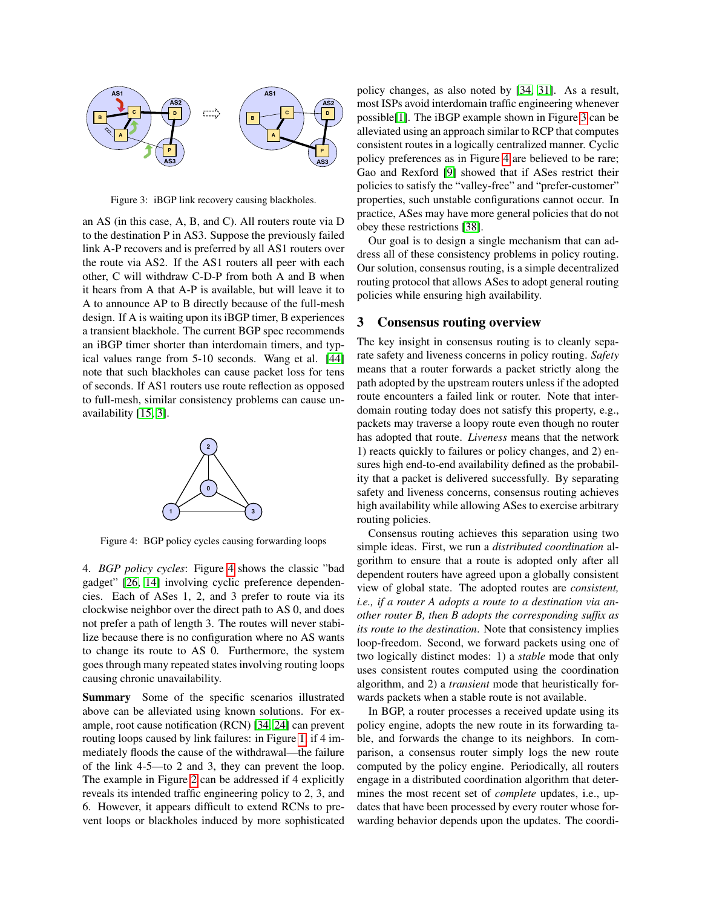Figure 3: iBGP link recovery causing blackholes.

an AS (in this case, A, B, and C). All routers route via D to the destination P in AS3. Suppose the previously failed link A-P recovers and is preferred by all AS1 routers over the route via AS2. If the AS1 routers all peer with each other, C will withdraw C-D-P from both A and B when it hears from A that A-P is available, but will leave it to A to announce AP to B directly because of the full-mesh design. If A is waiting upon its iBGP timer, B experiences a transient blackhole. The current BGP spec recommends an iBGP timer shorter than interdomain timers, and typical values range from 5-10 seconds. Wang et al. [44] note that such blackholes can cause packet loss for tens of seconds. If AS1 routers use route reflection as opposed to full-mesh, similar consistency problems can cause unavailability [15, 3].

Figure 4: BGP policy cycles causing forwarding loops

4. *BGP policy cycles*: Figure 4 shows the classic "bad gadget" [26, 14] involving cyclic preference dependencies. Each of ASes 1, 2, and 3 prefer to route via its clockwise neighbor over the direct path to AS 0, and does not prefer a path of length 3. The routes will never stabilize because there is no configuration where no AS wants to change its route to AS 0. Furthermore, the system goes through many repeated states involving routing loops causing chronic unavailability.

**Summary** Some of the specific scenarios illustrated above can be alleviated using known solutions. For example, root cause notification (RCN) [34, 24] can prevent routing loops caused by link failures: in Figure 1, if 4 immediately floods the cause of the withdrawal—the failure of the link 4-5—to 2 and 3, they can prevent the loop. The example in Figure 2 can be addressed if 4 explicitly reveals its intended traffic engineering policy to 2, 3, and 6. However, it appears difficult to extend RCNs to prevent loops or blackholes induced by more sophisticated policy changes, as also noted by [34, 31]. As a result, most ISPs avoid interdomain traffic engineering whenever possible[1]. The iBGP example shown in Figure 3 can be alleviated using an approach similar to RCP that computes consistent routes in a logically centralized manner. Cyclic policy preferences as in Figure 4 are believed to be rare; Gao and Rexford [9] showed that if ASes restrict their policies to satisfy the "valley-free" and "prefer-customer" properties, such unstable configurations cannot occur. In practice, ASes may have more general policies that do not obey these restrictions [38].

Our goal is to design a single mechanism that can address all of these consistency problems in policy routing. Our solution, consensus routing, is a simple decentralized routing protocol that allows ASes to adopt general routing policies while ensuring high availability.

## 3 Consensus routing overview

The key insight in consensus routing is to cleanly separate safety and liveness concerns in policy routing. *Safety* means that a router forwards a packet strictly along the path adopted by the upstream routers unless if the adopted route encounters a failed link or router. Note that interdomain routing today does not satisfy this property, e.g., packets may traverse a loopy route even though no router has adopted that route. *Liveness* means that the network 1) reacts quickly to failures or policy changes, and 2) ensures high end-to-end availability defined as the probability that a packet is delivered successfully. By separating safety and liveness concerns, consensus routing achieves high availability while allowing ASes to exercise arbitrary routing policies.

Consensus routing achieves this separation using two simple ideas. First, we run a *distributed coordination* algorithm to ensure that a route is adopted only after all dependent routers have agreed upon a globally consistent view of global state. The adopted routes are *consistent, i.e., if a router A adopts a route to a destination via another router B, then B adopts the corresponding suffix as its route to the destination*. Note that consistency implies loop-freedom. Second, we forward packets using one of two logically distinct modes: 1) a *stable* mode that only uses consistent routes computed using the coordination algorithm, and 2) a *transient* mode that heuristically forwards packets when a stable route is not available.

In BGP, a router processes a received update using its policy engine, adopts the new route in its forwarding table, and forwards the change to its neighbors. In comparison, a consensus router simply logs the new route computed by the policy engine. Periodically, all routers engage in a distributed coordination algorithm that determines the most recent set of *complete* updates, i.e., updates that have been processed by every router whose forwarding behavior depends upon the updates. The coordi-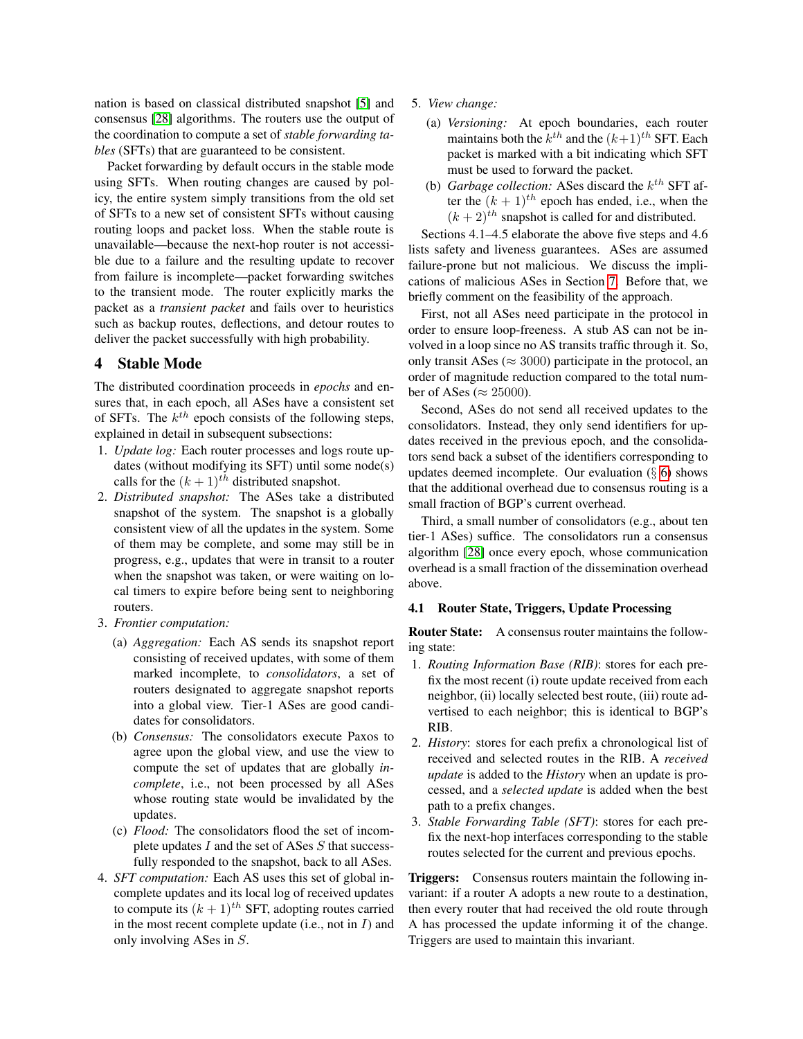nation is based on classical distributed snapshot [5] and consensus [28] algorithms. The routers use the output of the coordination to compute a set of *stable forwarding tables* (SFTs) that are guaranteed to be consistent.

Packet forwarding by default occurs in the stable mode using SFTs. When routing changes are caused by policy, the entire system simply transitions from the old set of SFTs to a new set of consistent SFTs without causing routing loops and packet loss. When the stable route is unavailable—because the next-hop router is not accessible due to a failure and the resulting update to recover from failure is incomplete—packet forwarding switches to the transient mode. The router explicitly marks the packet as a *transient packet* and fails over to heuristics such as backup routes, deflections, and detour routes to deliver the packet successfully with high probability.

## 4 Stable Mode

The distributed coordination proceeds in *epochs* and ensures that, in each epoch, all ASes have a consistent set of SFTs. The $k^{th}$ epoch consists of the following steps, explained in detail in subsequent subsections:

1. *Update log:* Each router processes and logs route updates (without modifying its SFT) until some node(s) calls for the $(k+1)^{th}$ distributed snapshot.
2. *Distributed snapshot:* The ASes take a distributed snapshot of the system. The snapshot is a globally consistent view of all the updates in the system. Some of them may be complete, and some may still be in progress, e.g., updates that were in transit to a router when the snapshot was taken, or were waiting on local timers to expire before being sent to neighboring routers.
3. *Frontier computation:*
   (a) *Aggregation:* Each AS sends its snapshot report consisting of received updates, with some of them marked incomplete, to *consolidators*, a set of routers designated to aggregate snapshot reports into a global view. Tier-1 ASes are good candidates for consolidators.
   (b) *Consensus:* The consolidators execute Paxos to agree upon the global view, and use the view to compute the set of updates that are globally *incomplete*, i.e., not been processed by all ASes whose routing state would be invalidated by the updates.
   (c) *Flood:* The consolidators flood the set of incomplete updates $I$ and the set of ASes $S$ that successfully responded to the snapshot, back to all ASes.
4. *SFT computation:* Each AS uses this set of global incomplete updates and its local log of received updates to compute its $(k+1)^{th}$ SFT, adopting routes carried in the most recent complete update (i.e., not in $I$) and only involving ASes in $S$.
5. *View change:*
   (a) *Versioning:* At epoch boundaries, each router maintains both the $k^{th}$ and the $(k+1)^{th}$ SFT. Each packet is marked with a bit indicating which SFT must be used to forward the packet.
   (b) *Garbage collection:* ASes discard the $k^{th}$ SFT after the $(k+1)^{th}$ epoch has ended, i.e., when the $(k+2)^{th}$ snapshot is called for and distributed.

Sections 4.1–4.5 elaborate the above five steps and 4.6 lists safety and liveness guarantees. ASes are assumed failure-prone but not malicious. We discuss the implications of malicious ASes in Section 7. Before that, we briefly comment on the feasibility of the approach.

First, not all ASes need participate in the protocol in order to ensure loop-freeness. A stub AS can not be involved in a loop since no AS transits traffic through it. So, only transit ASes ($\approx 3000$) participate in the protocol, an order of magnitude reduction compared to the total number of ASes ($\approx 25000$).

Second, ASes do not send all received updates to the consolidators. Instead, they only send identifiers for updates received in the previous epoch, and the consolidators send back a subset of the identifiers corresponding to updates deemed incomplete. Our evaluation (§ 6) shows that the additional overhead due to consensus routing is a small fraction of BGP's current overhead.

Third, a small number of consolidators (e.g., about ten tier-1 ASes) suffice. The consolidators run a consensus algorithm [28] once every epoch, whose communication overhead is a small fraction of the dissemination overhead above.

### 4.1 Router State, Triggers, Update Processing

**Router State:** A consensus router maintains the following state:

1. *Routing Information Base (RIB)*: stores for each prefix the most recent (i) route update received from each neighbor, (ii) locally selected best route, (iii) route advertised to each neighbor; this is identical to BGP's RIB.
2. *History*: stores for each prefix a chronological list of received and selected routes in the RIB. A *received update* is added to the *History* when an update is processed, and a *selected update* is added when the best path to a prefix changes.
3. *Stable Forwarding Table (SFT)*: stores for each prefix the next-hop interfaces corresponding to the stable routes selected for the current and previous epochs.

**Triggers:** Consensus routers maintain the following invariant: if a router A adopts a new route to a destination, then every router that had received the old route through A has processed the update informing it of the change. Triggers are used to maintain this invariant.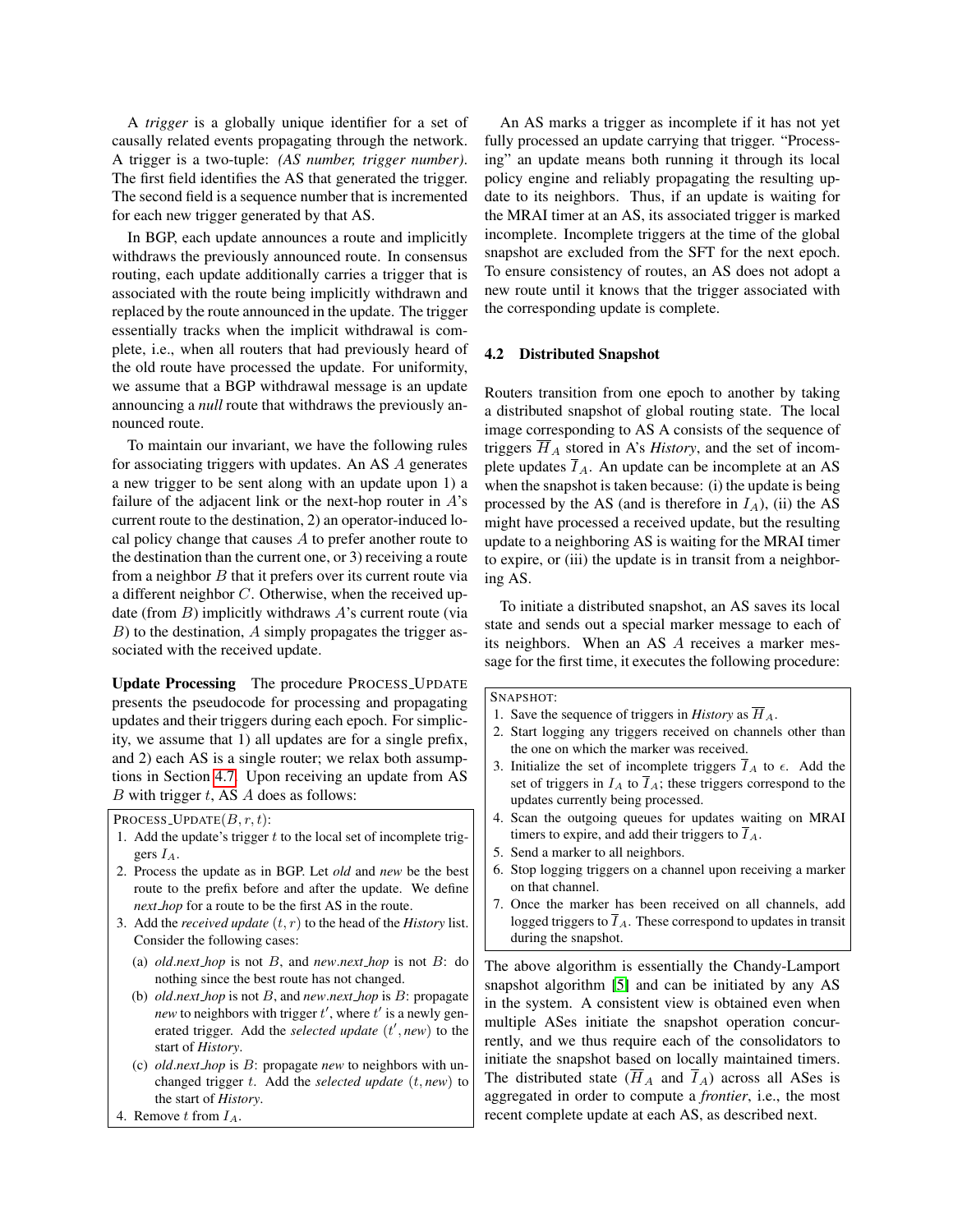A *trigger* is a globally unique identifier for a set of causally related events propagating through the network. A trigger is a two-tuple: *(AS number, trigger number)*. The first field identifies the AS that generated the trigger. The second field is a sequence number that is incremented for each new trigger generated by that AS.

In BGP, each update announces a route and implicitly withdraws the previously announced route. In consensus routing, each update additionally carries a trigger that is associated with the route being implicitly withdrawn and replaced by the route announced in the update. The trigger essentially tracks when the implicit withdrawal is complete, i.e., when all routers that had previously heard of the old route have processed the update. For uniformity, we assume that a BGP withdrawal message is an update announcing a *null* route that withdraws the previously announced route.

To maintain our invariant, we have the following rules for associating triggers with updates. An AS $A$ generates a new trigger to be sent along with an update upon 1) a failure of the adjacent link or the next-hop router in $A$'s current route to the destination, 2) an operator-induced local policy change that causes $A$ to prefer another route to the destination than the current one, or 3) receiving a route from a neighbor $B$ that it prefers over its current route via a different neighbor $C$. Otherwise, when the received update (from $B$) implicitly withdraws $A$'s current route (via $B$) to the destination, $A$ simply propagates the trigger associated with the received update.

**Update Processing** The procedure PROCESS_UPDATE presents the pseudocode for processing and propagating updates and their triggers during each epoch. For simplicity, we assume that 1) all updates are for a single prefix, and 2) each AS is a single router; we relax both assumptions in Section 4.7. Upon receiving an update from AS $B$ with trigger $t$, AS $A$ does as follows:

PROCESS_UPDATE($B, r, t$):

1. Add the update's trigger $t$ to the local set of incomplete triggers $I_A$.
2. Process the update as in BGP. Let *old* and *new* be the best route to the prefix before and after the update. We define *next_hop* for a route to be the first AS in the route.
3. Add the *received update* $(t, r)$ to the head of the *History* list. Consider the following cases:
   - (a) *old.next_hop* is not $B$, and *new.next_hop* is not $B$: do nothing since the best route has not changed.
   - (b) *old.next_hop* is not $B$, and *new.next_hop* is $B$: propagate *new* to neighbors with trigger $t'$, where $t'$ is a newly generated trigger. Add the *selected update* $(t', new)$ to the start of *History*.
   - (c) *old.next_hop* is $B$: propagate *new* to neighbors with unchanged trigger $t$. Add the *selected update* $(t, new)$ to the start of *History*.
4. Remove $t$ from $I_A$.

An AS marks a trigger as incomplete if it has not yet fully processed an update carrying that trigger. "Processing" an update means both running it through its local policy engine and reliably propagating the resulting update to its neighbors. Thus, if an update is waiting for the MRAI timer at an AS, its associated trigger is marked incomplete. Incomplete triggers at the time of the global snapshot are excluded from the SFT for the next epoch. To ensure consistency of routes, an AS does not adopt a new route until it knows that the trigger associated with the corresponding update is complete.

### 4.2 Distributed Snapshot

Routers transition from one epoch to another by taking a distributed snapshot of global routing state. The local image corresponding to AS A consists of the sequence of triggers $\overline{H}_A$ stored in A's *History*, and the set of incomplete updates $\overline{I}_A$. An update can be incomplete at an AS when the snapshot is taken because: (i) the update is being processed by the AS (and is therefore in $I_A$), (ii) the AS might have processed a received update, but the resulting update to a neighboring AS is waiting for the MRAI timer to expire, or (iii) the update is in transit from a neighboring AS.

To initiate a distributed snapshot, an AS saves its local state and sends out a special marker message to each of its neighbors. When an AS $A$ receives a marker message for the first time, it executes the following procedure:

SNAPSHOT:

1. Save the sequence of triggers in *History* as $\overline{H}_A$.
2. Start logging any triggers received on channels other than the one on which the marker was received.
3. Initialize the set of incomplete triggers $\overline{I}_A$ to $\epsilon$. Add the set of triggers in $I_A$ to $\overline{I}_A$; these triggers correspond to the updates currently being processed.
4. Scan the outgoing queues for updates waiting on MRAI timers to expire, and add their triggers to $\overline{I}_A$.
5. Send a marker to all neighbors.
6. Stop logging triggers on a channel upon receiving a marker on that channel.
7. Once the marker has been received on all channels, add logged triggers to $\overline{I}_A$. These correspond to updates in transit during the snapshot.

The above algorithm is essentially the Chandy-Lamport snapshot algorithm [5] and can be initiated by any AS in the system. A consistent view is obtained even when multiple ASes initiate the snapshot operation concurrently, and we thus require each of the consolidators to initiate the snapshot based on locally maintained timers. The distributed state ($\overline{H}_A$ and $\overline{I}_A$) across all ASes is aggregated in order to compute a *frontier*, i.e., the most recent complete update at each AS, as described next.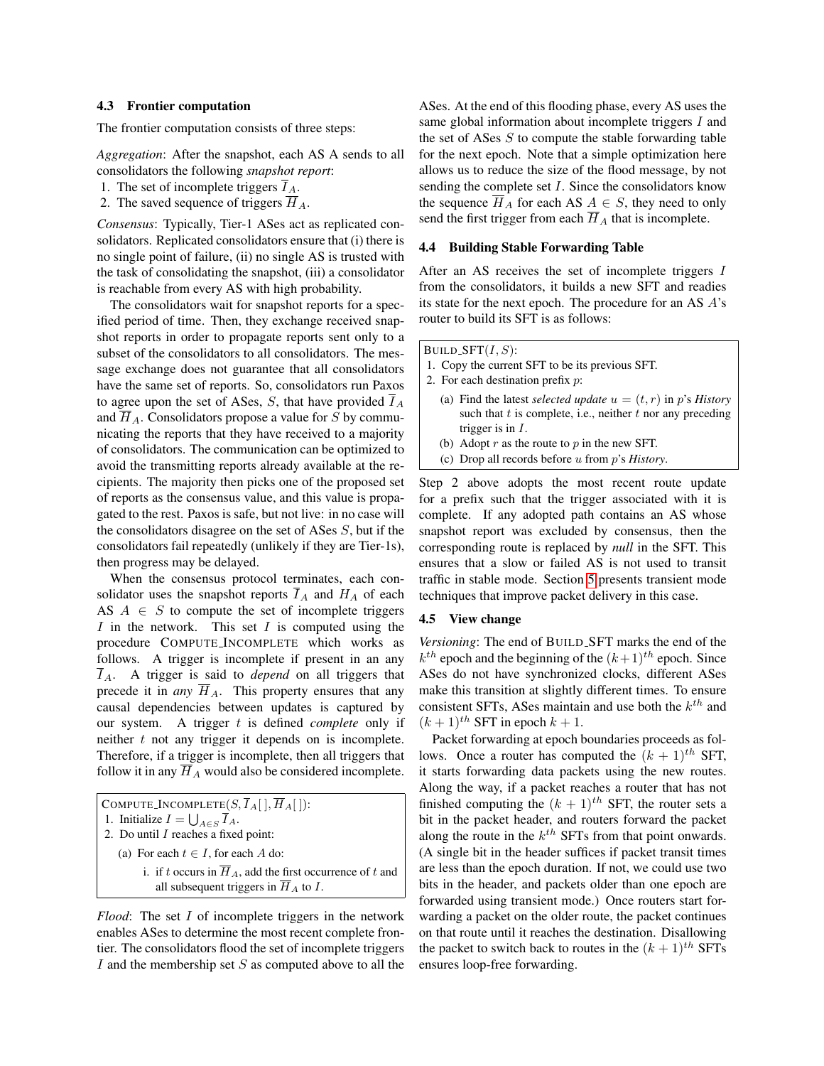### 4.3 Frontier computation

The frontier computation consists of three steps:

*Aggregation*: After the snapshot, each AS A sends to all consolidators the following *snapshot report*:

1. The set of incomplete triggers $\overline{I}_A$.
2. The saved sequence of triggers $\overline{H}_A$.

*Consensus*: Typically, Tier-1 ASes act as replicated consolidators. Replicated consolidators ensure that (i) there is no single point of failure, (ii) no single AS is trusted with the task of consolidating the snapshot, (iii) a consolidator is reachable from every AS with high probability.

The consolidators wait for snapshot reports for a specified period of time. Then, they exchange received snapshot reports in order to propagate reports sent only to a subset of the consolidators to all consolidators. The message exchange does not guarantee that all consolidators have the same set of reports. So, consolidators run Paxos to agree upon the set of ASes, $S$, that have provided $\overline{I}_A$ and $\overline{H}_A$. Consolidators propose a value for $S$ by communicating the reports that they have received to a majority of consolidators. The communication can be optimized to avoid the transmitting reports already available at the recipients. The majority then picks one of the proposed set of reports as the consensus value, and this value is propagated to the rest. Paxos is safe, but not live: in no case will the consolidators disagree on the set of ASes $S$, but if the consolidators fail repeatedly (unlikely if they are Tier-1s), then progress may be delayed.

When the consensus protocol terminates, each consolidator uses the snapshot reports $\overline{I}_A$ and $H_A$ of each AS $A \in S$ to compute the set of incomplete triggers $I$ in the network. This set $I$ is computed using the procedure COMPUTE_INCOMPLETE which works as follows. A trigger is incomplete if present in any $\overline{I}_A$. A trigger is said to *depend* on all triggers that precede it in *any* $\overline{H}_A$. This property ensures that any causal dependencies between updates is captured by our system. A trigger $t$ is defined *complete* only if neither $t$ not any trigger it depends on is incomplete. Therefore, if a trigger is incomplete, then all triggers that follow it in any $\overline{H}_A$ would also be considered incomplete.

```
COMPUTE_INCOMPLETE(S, Ī_A[], H̄_A[]):
1. Initialize I = ⋃_{A∈S} Ī_A.
2. Do until I reaches a fixed point:
   (a) For each t ∈ I, for each A do:
       i. if t occurs in H̄_A, add the first occurrence of t and
          all subsequent triggers in H̄_A to I.
```

*Flood*: The set $I$ of incomplete triggers in the network enables ASes to determine the most recent complete frontier. The consolidators flood the set of incomplete triggers $I$ and the membership set $S$ as computed above to all the ASes. At the end of this flooding phase, every AS uses the same global information about incomplete triggers $I$ and the set of ASes $S$ to compute the stable forwarding table for the next epoch. Note that a simple optimization here allows us to reduce the size of the flood message, by not sending the complete set $I$. Since the consolidators know the sequence $\overline{H}_A$ for each AS $A \in S$, they need to only send the first trigger from each $\overline{H}_A$ that is incomplete.

### 4.4 Building Stable Forwarding Table

After an AS receives the set of incomplete triggers $I$ from the consolidators, it builds a new SFT and readies its state for the next epoch. The procedure for an AS $A$'s router to build its SFT is as follows:

```
BUILD_SFT(I, S):
1. Copy the current SFT to be its previous SFT.
2. For each destination prefix p:
   (a) Find the latest selected update u = (t, r) in p's History
       such that t is complete, i.e., neither t nor any preceding
       trigger is in I.
   (b) Adopt r as the route to p in the new SFT.
   (c) Drop all records before u from p's History.
```

Step 2 above adopts the most recent route update for a prefix such that the trigger associated with it is complete. If any adopted path contains an AS whose snapshot report was excluded by consensus, then the corresponding route is replaced by *null* in the SFT. This ensures that a slow or failed AS is not used to transit traffic in stable mode. Section 5 presents transient mode techniques that improve packet delivery in this case.

### 4.5 View change

*Versioning*: The end of BUILD_SFT marks the end of the $k^{th}$ epoch and the beginning of the $(k+1)^{th}$ epoch. Since ASes do not have synchronized clocks, different ASes make this transition at slightly different times. To ensure consistent SFTs, ASes maintain and use both the $k^{th}$ and $(k+1)^{th}$ SFT in epoch $k+1$.

Packet forwarding at epoch boundaries proceeds as follows. Once a router has computed the $(k+1)^{th}$ SFT, it starts forwarding data packets using the new routes. Along the way, if a packet reaches a router that has not finished computing the $(k+1)^{th}$ SFT, the router sets a bit in the packet header, and routers forward the packet along the route in the $k^{th}$ SFTs from that point onwards. (A single bit in the header suffices if packet transit times are less than the epoch duration. If not, we could use two bits in the header, and packets older than one epoch are forwarded using transient mode.) Once routers start forwarding a packet on the older route, the packet continues on that route until it reaches the destination. Disallowing the packet to switch back to routes in the $(k+1)^{th}$ SFTs ensures loop-free forwarding.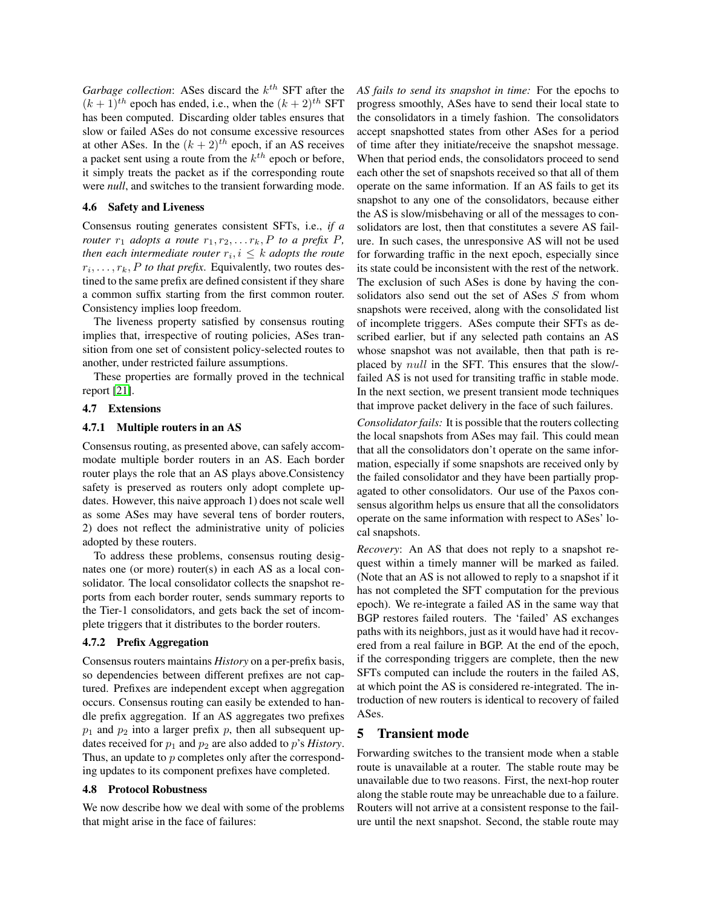*Garbage collection*: ASes discard the $k^{th}$ SFT after the $(k+1)^{th}$ epoch has ended, i.e., when the $(k+2)^{th}$ SFT has been computed. Discarding older tables ensures that slow or failed ASes do not consume excessive resources at other ASes. In the $(k+2)^{th}$ epoch, if an AS receives a packet sent using a route from the $k^{th}$ epoch or before, it simply treats the packet as if the corresponding route were *null*, and switches to the transient forwarding mode.

### 4.6 Safety and Liveness

Consensus routing generates consistent SFTs, i.e., *if a router $r_1$ adopts a route $r_1, r_2, \ldots r_k, P$ to a prefix $P$, then each intermediate router $r_i, i \leq k$ adopts the route $r_i, \ldots, r_k, P$ to that prefix.* Equivalently, two routes destined to the same prefix are defined consistent if they share a common suffix starting from the first common router. Consistency implies loop freedom.

The liveness property satisfied by consensus routing implies that, irrespective of routing policies, ASes transition from one set of consistent policy-selected routes to another, under restricted failure assumptions.

These properties are formally proved in the technical report [21].

### 4.7 Extensions

#### 4.7.1 Multiple routers in an AS

Consensus routing, as presented above, can safely accommodate multiple border routers in an AS. Each border router plays the role that an AS plays above.Consistency safety is preserved as routers only adopt complete updates. However, this naive approach 1) does not scale well as some ASes may have several tens of border routers, 2) does not reflect the administrative unity of policies adopted by these routers.

To address these problems, consensus routing designates one (or more) router(s) in each AS as a local consolidator. The local consolidator collects the snapshot reports from each border router, sends summary reports to the Tier-1 consolidators, and gets back the set of incomplete triggers that it distributes to the border routers.

#### 4.7.2 Prefix Aggregation

Consensus routers maintains *History* on a per-prefix basis, so dependencies between different prefixes are not captured. Prefixes are independent except when aggregation occurs. Consensus routing can easily be extended to handle prefix aggregation. If an AS aggregates two prefixes $p_1$ and $p_2$ into a larger prefix $p$, then all subsequent updates received for $p_1$ and $p_2$ are also added to $p$'s *History*. Thus, an update to $p$ completes only after the corresponding updates to its component prefixes have completed.

### 4.8 Protocol Robustness

We now describe how we deal with some of the problems that might arise in the face of failures:

*AS fails to send its snapshot in time:* For the epochs to progress smoothly, ASes have to send their local state to the consolidators in a timely fashion. The consolidators accept snapshotted states from other ASes for a period of time after they initiate/receive the snapshot message. When that period ends, the consolidators proceed to send each other the set of snapshots received so that all of them operate on the same information. If an AS fails to get its snapshot to any one of the consolidators, because either the AS is slow/misbehaving or all of the messages to consolidators are lost, then that constitutes a severe AS failure. In such cases, the unresponsive AS will not be used for forwarding traffic in the next epoch, especially since its state could be inconsistent with the rest of the network. The exclusion of such ASes is done by having the consolidators also send out the set of ASes $S$ from whom snapshots were received, along with the consolidated list of incomplete triggers. ASes compute their SFTs as described earlier, but if any selected path contains an AS whose snapshot was not available, then that path is replaced by $null$ in the SFT. This ensures that the slow/failed AS is not used for transiting traffic in stable mode. In the next section, we present transient mode techniques that improve packet delivery in the face of such failures.

*Consolidator fails:* It is possible that the routers collecting the local snapshots from ASes may fail. This could mean that all the consolidators don't operate on the same information, especially if some snapshots are received only by the failed consolidator and they have been partially propagated to other consolidators. Our use of the Paxos consensus algorithm helps us ensure that all the consolidators operate on the same information with respect to ASes' local snapshots.

*Recovery*: An AS that does not reply to a snapshot request within a timely manner will be marked as failed. (Note that an AS is not allowed to reply to a snapshot if it has not completed the SFT computation for the previous epoch). We re-integrate a failed AS in the same way that BGP restores failed routers. The 'failed' AS exchanges paths with its neighbors, just as it would have had it recovered from a real failure in BGP. At the end of the epoch, if the corresponding triggers are complete, then the new SFTs computed can include the routers in the failed AS, at which point the AS is considered re-integrated. The introduction of new routers is identical to recovery of failed ASes.

## 5 Transient mode

Forwarding switches to the transient mode when a stable route is unavailable at a router. The stable route may be unavailable due to two reasons. First, the next-hop router along the stable route may be unreachable due to a failure. Routers will not arrive at a consistent response to the failure until the next snapshot. Second, the stable route may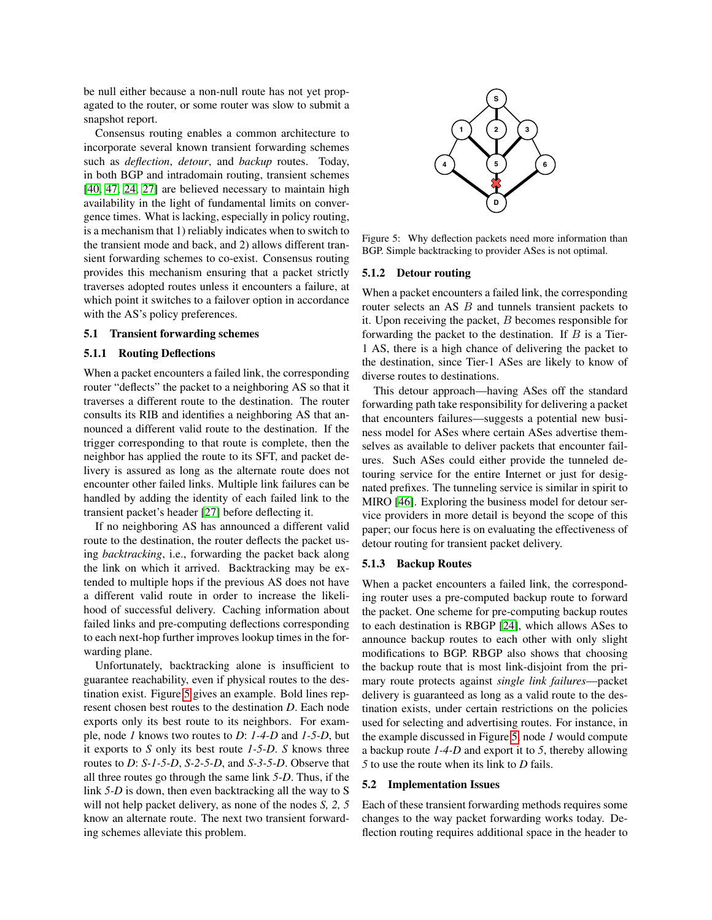be null either because a non-null route has not yet propagated to the router, or some router was slow to submit a snapshot report.

Consensus routing enables a common architecture to incorporate several known transient forwarding schemes such as *deflection*, *detour*, and *backup* routes. Today, in both BGP and intradomain routing, transient schemes [40, 47, 24, 27] are believed necessary to maintain high availability in the light of fundamental limits on convergence times. What is lacking, especially in policy routing, is a mechanism that 1) reliably indicates when to switch to the transient mode and back, and 2) allows different transient forwarding schemes to co-exist. Consensus routing provides this mechanism ensuring that a packet strictly traverses adopted routes unless it encounters a failure, at which point it switches to a failover option in accordance with the AS's policy preferences.

### 5.1 Transient forwarding schemes

#### 5.1.1 Routing Deflections

When a packet encounters a failed link, the corresponding router "deflects" the packet to a neighboring AS so that it traverses a different route to the destination. The router consults its RIB and identifies a neighboring AS that announced a different valid route to the destination. If the trigger corresponding to that route is complete, then the neighbor has applied the route to its SFT, and packet delivery is assured as long as the alternate route does not encounter other failed links. Multiple link failures can be handled by adding the identity of each failed link to the transient packet's header [27] before deflecting it.

If no neighboring AS has announced a different valid route to the destination, the router deflects the packet using *backtracking*, i.e., forwarding the packet back along the link on which it arrived. Backtracking may be extended to multiple hops if the previous AS does not have a different valid route in order to increase the likelihood of successful delivery. Caching information about failed links and pre-computing deflections corresponding to each next-hop further improves lookup times in the forwarding plane.

Unfortunately, backtracking alone is insufficient to guarantee reachability, even if physical routes to the destination exist. Figure 5 gives an example. Bold lines represent chosen best routes to the destination *D*. Each node exports only its best route to its neighbors. For example, node *1* knows two routes to *D*: *1-4-D* and *1-5-D*, but it exports to *S* only its best route *1-5-D*. *S* knows three routes to *D*: *S-1-5-D*, *S-2-5-D*, and *S-3-5-D*. Observe that all three routes go through the same link *5-D*. Thus, if the link *5-D* is down, then even backtracking all the way to S will not help packet delivery, as none of the nodes *S, 2, 5* know an alternate route. The next two transient forwarding schemes alleviate this problem.

Figure 5: Why deflection packets need more information than BGP. Simple backtracking to provider ASes is not optimal.

#### 5.1.2 Detour routing

When a packet encounters a failed link, the corresponding router selects an AS $B$ and tunnels transient packets to it. Upon receiving the packet, $B$ becomes responsible for forwarding the packet to the destination. If $B$ is a Tier-1 AS, there is a high chance of delivering the packet to the destination, since Tier-1 ASes are likely to know of diverse routes to destinations.

This detour approach—having ASes off the standard forwarding path take responsibility for delivering a packet that encounters failures—suggests a potential new business model for ASes where certain ASes advertise themselves as available to deliver packets that encounter failures. Such ASes could either provide the tunneled detouring service for the entire Internet or just for designated prefixes. The tunneling service is similar in spirit to MIRO [46]. Exploring the business model for detour service providers in more detail is beyond the scope of this paper; our focus here is on evaluating the effectiveness of detour routing for transient packet delivery.

#### 5.1.3 Backup Routes

When a packet encounters a failed link, the corresponding router uses a pre-computed backup route to forward the packet. One scheme for pre-computing backup routes to each destination is RBGP [24], which allows ASes to announce backup routes to each other with only slight modifications to BGP. RBGP also shows that choosing the backup route that is most link-disjoint from the primary route protects against *single link failures*—packet delivery is guaranteed as long as a valid route to the destination exists, under certain restrictions on the policies used for selecting and advertising routes. For instance, in the example discussed in Figure 5, node *1* would compute a backup route *1-4-D* and export it to *5*, thereby allowing *5* to use the route when its link to *D* fails.

### 5.2 Implementation Issues

Each of these transient forwarding methods requires some changes to the way packet forwarding works today. Deflection routing requires additional space in the header to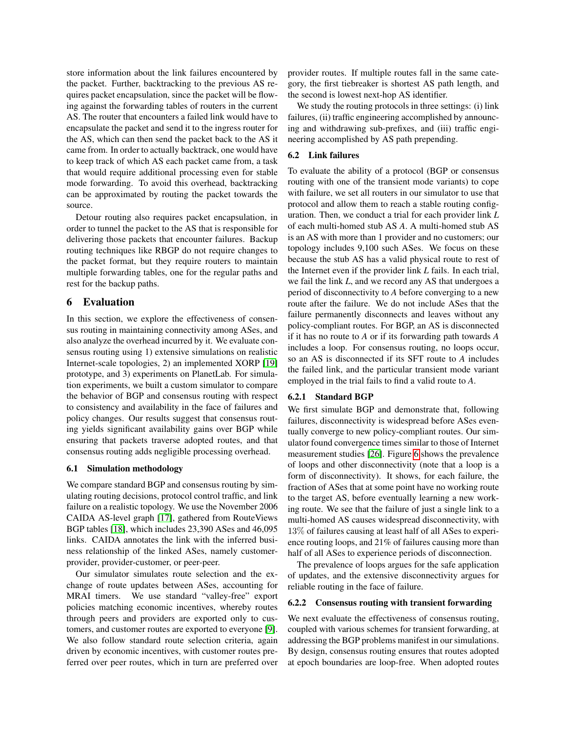store information about the link failures encountered by the packet. Further, backtracking to the previous AS requires packet encapsulation, since the packet will be flowing against the forwarding tables of routers in the current AS. The router that encounters a failed link would have to encapsulate the packet and send it to the ingress router for the AS, which can then send the packet back to the AS it came from. In order to actually backtrack, one would have to keep track of which AS each packet came from, a task that would require additional processing even for stable mode forwarding. To avoid this overhead, backtracking can be approximated by routing the packet towards the source.

Detour routing also requires packet encapsulation, in order to tunnel the packet to the AS that is responsible for delivering those packets that encounter failures. Backup routing techniques like RBGP do not require changes to the packet format, but they require routers to maintain multiple forwarding tables, one for the regular paths and rest for the backup paths.

## 6 Evaluation

In this section, we explore the effectiveness of consensus routing in maintaining connectivity among ASes, and also analyze the overhead incurred by it. We evaluate consensus routing using 1) extensive simulations on realistic Internet-scale topologies, 2) an implemented XORP [19] prototype, and 3) experiments on PlanetLab. For simulation experiments, we built a custom simulator to compare the behavior of BGP and consensus routing with respect to consistency and availability in the face of failures and policy changes. Our results suggest that consensus routing yields significant availability gains over BGP while ensuring that packets traverse adopted routes, and that consensus routing adds negligible processing overhead.

### 6.1 Simulation methodology

We compare standard BGP and consensus routing by simulating routing decisions, protocol control traffic, and link failure on a realistic topology. We use the November 2006 CAIDA AS-level graph [17], gathered from RouteViews BGP tables [18], which includes 23,390 ASes and 46,095 links. CAIDA annotates the link with the inferred business relationship of the linked ASes, namely customer-provider, provider-customer, or peer-peer.

Our simulator simulates route selection and the exchange of route updates between ASes, accounting for MRAI timers. We use standard "valley-free" export policies matching economic incentives, whereby routes through peers and providers are exported only to customers, and customer routes are exported to everyone [9]. We also follow standard route selection criteria, again driven by economic incentives, with customer routes preferred over peer routes, which in turn are preferred over provider routes. If multiple routes fall in the same category, the first tiebreaker is shortest AS path length, and the second is lowest next-hop AS identifier.

We study the routing protocols in three settings: (i) link failures, (ii) traffic engineering accomplished by announcing and withdrawing sub-prefixes, and (iii) traffic engineering accomplished by AS path prepending.

### 6.2 Link failures

To evaluate the ability of a protocol (BGP or consensus routing with one of the transient mode variants) to cope with failure, we set all routers in our simulator to use that protocol and allow them to reach a stable routing configuration. Then, we conduct a trial for each provider link *L* of each multi-homed stub AS *A*. A multi-homed stub AS is an AS with more than 1 provider and no customers; our topology includes 9,100 such ASes. We focus on these because the stub AS has a valid physical route to rest of the Internet even if the provider link *L* fails. In each trial, we fail the link *L*, and we record any AS that undergoes a period of disconnectivity to *A* before converging to a new route after the failure. We do not include ASes that the failure permanently disconnects and leaves without any policy-compliant routes. For BGP, an AS is disconnected if it has no route to *A* or if its forwarding path towards *A* includes a loop. For consensus routing, no loops occur, so an AS is disconnected if its SFT route to *A* includes the failed link, and the particular transient mode variant employed in the trial fails to find a valid route to *A*.

#### 6.2.1 Standard BGP

We first simulate BGP and demonstrate that, following failures, disconnectivity is widespread before ASes eventually converge to new policy-compliant routes. Our simulator found convergence times similar to those of Internet measurement studies [26]. Figure 6 shows the prevalence of loops and other disconnectivity (note that a loop is a form of disconnectivity). It shows, for each failure, the fraction of ASes that at some point have no working route to the target AS, before eventually learning a new working route. We see that the failure of just a single link to a multi-homed AS causes widespread disconnectivity, with 13% of failures causing at least half of all ASes to experience routing loops, and 21% of failures causing more than half of all ASes to experience periods of disconnection.

The prevalence of loops argues for the safe application of updates, and the extensive disconnectivity argues for reliable routing in the face of failure.

#### 6.2.2 Consensus routing with transient forwarding

We next evaluate the effectiveness of consensus routing, coupled with various schemes for transient forwarding, at addressing the BGP problems manifest in our simulations. By design, consensus routing ensures that routes adopted at epoch boundaries are loop-free. When adopted routes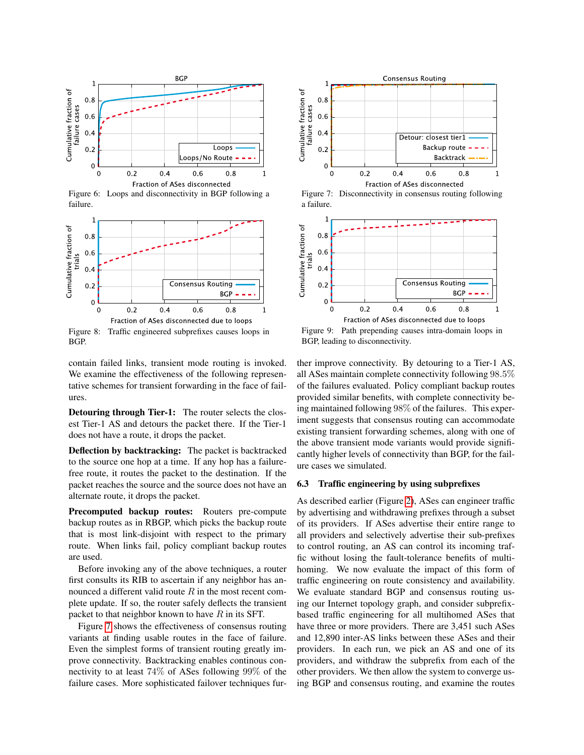Figure 6: Loops and disconnectivity in BGP following a failure.

Figure 7: Disconnectivity in consensus routing following a failure.

Figure 8: Traffic engineered subprefixes causes loops in BGP.

Figure 9: Path prepending causes intra-domain loops in BGP, leading to disconnectivity.

contain failed links, transient mode routing is invoked. We examine the effectiveness of the following representative schemes for transient forwarding in the face of failures.

**Detouring through Tier-1:** The router selects the closest Tier-1 AS and detours the packet there. If the Tier-1 does not have a route, it drops the packet.

**Deflection by backtracking:** The packet is backtracked to the source one hop at a time. If any hop has a failure-free route, it routes the packet to the destination. If the packet reaches the source and the source does not have an alternate route, it drops the packet.

**Precomputed backup routes:** Routers pre-compute backup routes as in RBGP, which picks the backup route that is most link-disjoint with respect to the primary route. When links fail, policy compliant backup routes are used.

Before invoking any of the above techniques, a router first consults its RIB to ascertain if any neighbor has announced a different valid route $R$ in the most recent complete update. If so, the router safely deflects the transient packet to that neighbor known to have $R$ in its SFT.

Figure 7 shows the effectiveness of consensus routing variants at finding usable routes in the face of failure. Even the simplest forms of transient routing greatly improve connectivity. Backtracking enables continous connectivity to at least 74% of ASes following 99% of the failure cases. More sophisticated failover techniques further improve connectivity. By detouring to a Tier-1 AS, all ASes maintain complete connectivity following 98.5% of the failures evaluated. Policy compliant backup routes provided similar benefits, with complete connectivity being maintained following 98% of the failures. This experiment suggests that consensus routing can accommodate existing transient forwarding schemes, along with one of the above transient mode variants would provide significantly higher levels of connectivity than BGP, for the failure cases we simulated.

### 6.3 Traffic engineering by using subprefixes

As described earlier (Figure 2), ASes can engineer traffic by advertising and withdrawing prefixes through a subset of its providers. If ASes advertise their entire range to all providers and selectively advertise their sub-prefixes to control routing, an AS can control its incoming traffic without losing the fault-tolerance benefits of multihoming. We now evaluate the impact of this form of traffic engineering on route consistency and availability. We evaluate standard BGP and consensus routing using our Internet topology graph, and consider subprefix-based traffic engineering for all multihomed ASes that have three or more providers. There are 3,451 such ASes and 12,890 inter-AS links between these ASes and their providers. In each run, we pick an AS and one of its providers, and withdraw the subprefix from each of the other providers. We then allow the system to converge using BGP and consensus routing, and examine the routes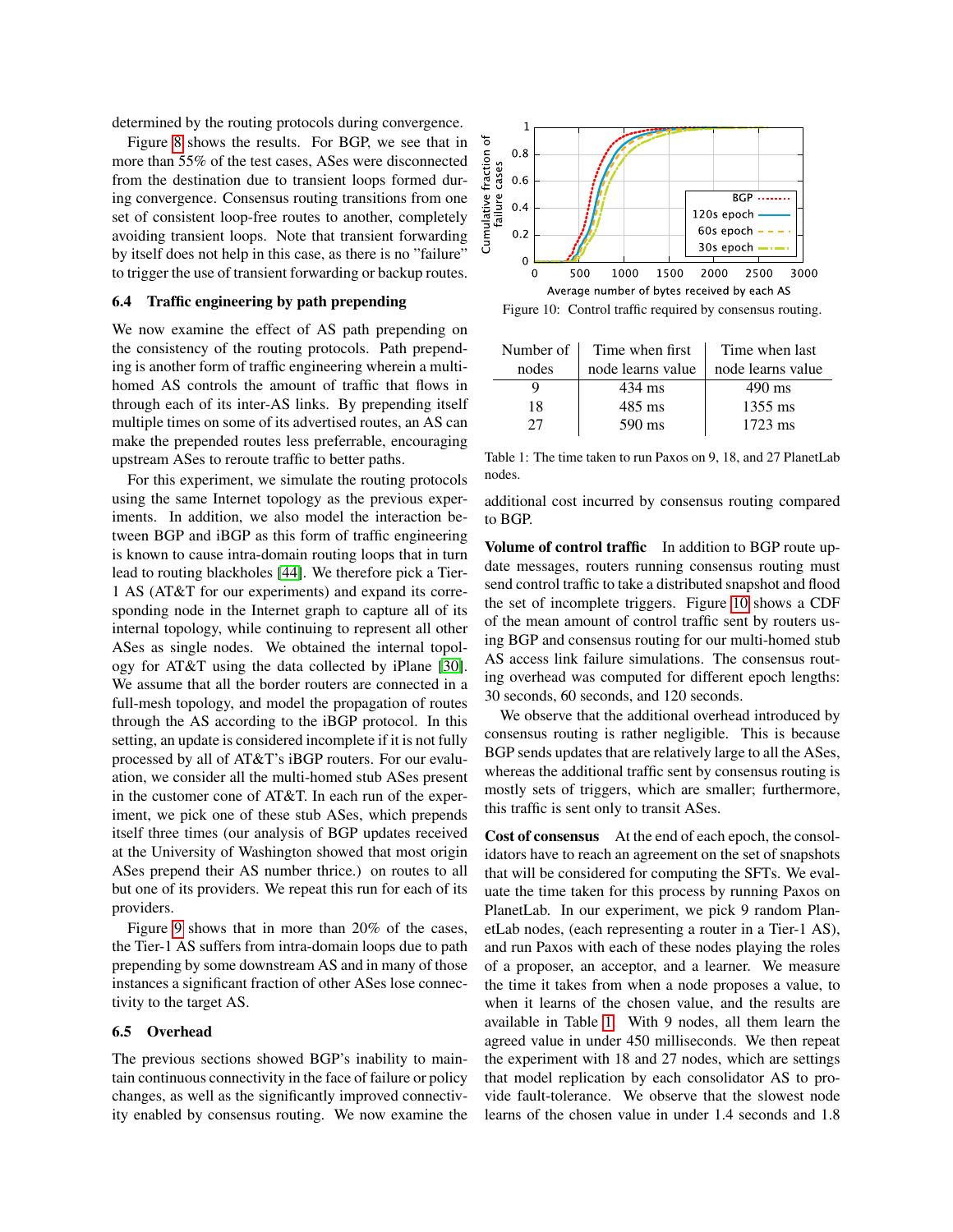determined by the routing protocols during convergence.

Figure 8 shows the results. For BGP, we see that in more than 55% of the test cases, ASes were disconnected from the destination due to transient loops formed during convergence. Consensus routing transitions from one set of consistent loop-free routes to another, completely avoiding transient loops. Note that transient forwarding by itself does not help in this case, as there is no "failure" to trigger the use of transient forwarding or backup routes.

### 6.4 Traffic engineering by path prepending

We now examine the effect of AS path prepending on the consistency of the routing protocols. Path prepending is another form of traffic engineering wherein a multi-homed AS controls the amount of traffic that flows in through each of its inter-AS links. By prepending itself multiple times on some of its advertised routes, an AS can make the prepended routes less preferrable, encouraging upstream ASes to reroute traffic to better paths.

For this experiment, we simulate the routing protocols using the same Internet topology as the previous experiments. In addition, we also model the interaction between BGP and iBGP as this form of traffic engineering is known to cause intra-domain routing loops that in turn lead to routing blackholes [44]. We therefore pick a Tier-1 AS (AT&T for our experiments) and expand its corresponding node in the Internet graph to capture all of its internal topology, while continuing to represent all other ASes as single nodes. We obtained the internal topology for AT&T using the data collected by iPlane [30]. We assume that all the border routers are connected in a full-mesh topology, and model the propagation of routes through the AS according to the iBGP protocol. In this setting, an update is considered incomplete if it is not fully processed by all of AT&T's iBGP routers. For our evaluation, we consider all the multi-homed stub ASes present in the customer cone of AT&T. In each run of the experiment, we pick one of these stub ASes, which prepends itself three times (our analysis of BGP updates received at the University of Washington showed that most origin ASes prepend their AS number thrice.) on routes to all but one of its providers. We repeat this run for each of its providers.

Figure 9 shows that in more than 20% of the cases, the Tier-1 AS suffers from intra-domain loops due to path prepending by some downstream AS and in many of those instances a significant fraction of other ASes lose connectivity to the target AS.

### 6.5 Overhead

The previous sections showed BGP's inability to maintain continuous connectivity in the face of failure or policy changes, as well as the significantly improved connectivity enabled by consensus routing. We now examine the additional cost incurred by consensus routing compared to BGP.

Figure 10: Control traffic required by consensus routing.

| Number of nodes | Time when first node learns value | Time when last node learns value |
|---|---|---|
| 9 | 434 ms | 490 ms |
| 18 | 485 ms | 1355 ms |
| 27 | 590 ms | 1723 ms |

Table 1: The time taken to run Paxos on 9, 18, and 27 PlanetLab nodes.

**Volume of control traffic** In addition to BGP route update messages, routers running consensus routing must send control traffic to take a distributed snapshot and flood the set of incomplete triggers. Figure 10 shows a CDF of the mean amount of control traffic sent by routers using BGP and consensus routing for our multi-homed stub AS access link failure simulations. The consensus routing overhead was computed for different epoch lengths: 30 seconds, 60 seconds, and 120 seconds.

We observe that the additional overhead introduced by consensus routing is rather negligible. This is because BGP sends updates that are relatively large to all the ASes, whereas the additional traffic sent by consensus routing is mostly sets of triggers, which are smaller; furthermore, this traffic is sent only to transit ASes.

**Cost of consensus** At the end of each epoch, the consolidators have to reach an agreement on the set of snapshots that will be considered for computing the SFTs. We evaluate the time taken for this process by running Paxos on PlanetLab. In our experiment, we pick 9 random PlanetLab nodes, (each representing a router in a Tier-1 AS), and run Paxos with each of these nodes playing the roles of a proposer, an acceptor, and a learner. We measure the time it takes from when a node proposes a value, to when it learns of the chosen value, and the results are available in Table 1. With 9 nodes, all them learn the agreed value in under 450 milliseconds. We then repeat the experiment with 18 and 27 nodes, which are settings that model replication by each consolidator AS to provide fault-tolerance. We observe that the slowest node learns of the chosen value in under 1.4 seconds and 1.8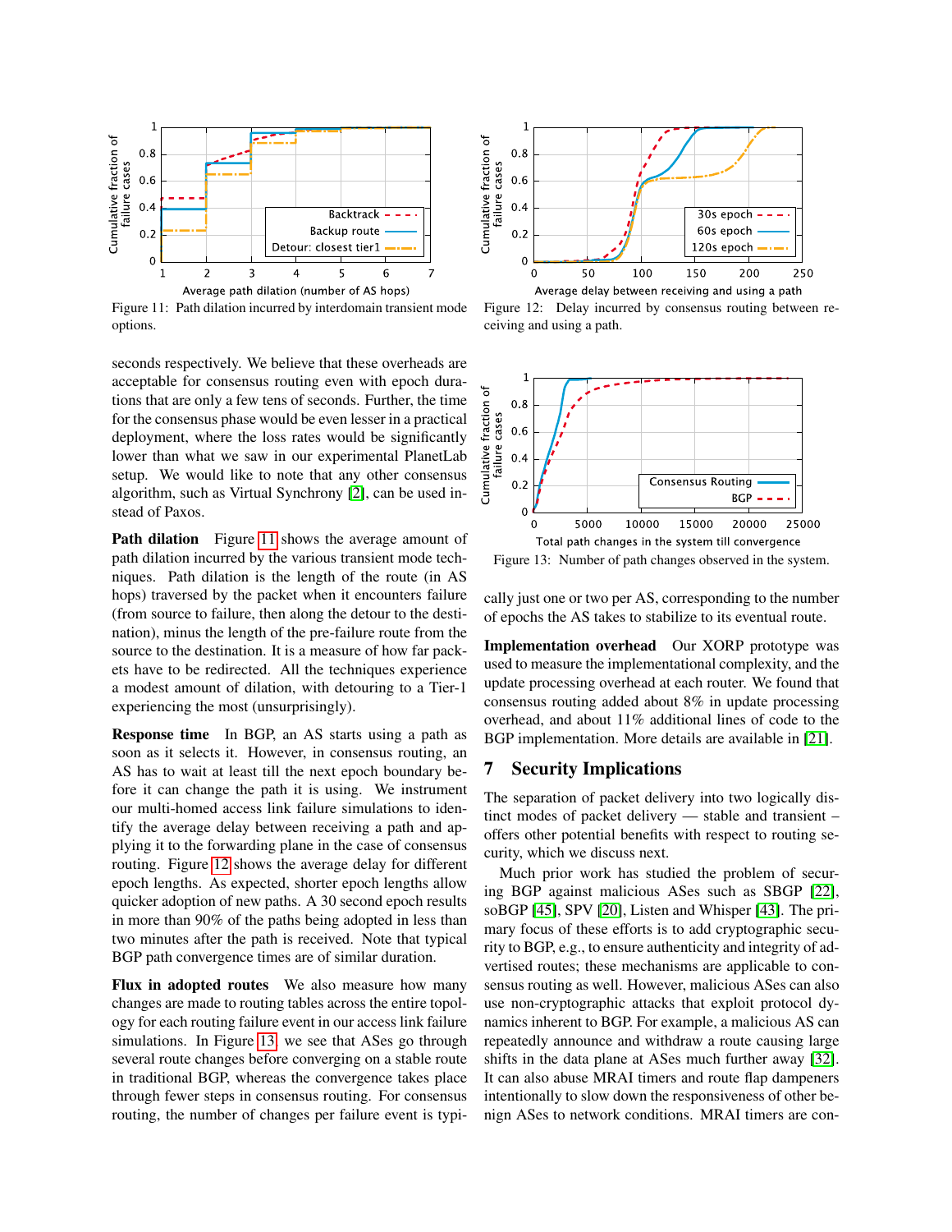Figure 11: Path dilation incurred by interdomain transient mode options.

Figure 12: Delay incurred by consensus routing between receiving and using a path.

seconds respectively. We believe that these overheads are acceptable for consensus routing even with epoch durations that are only a few tens of seconds. Further, the time for the consensus phase would be even lesser in a practical deployment, where the loss rates would be significantly lower than what we saw in our experimental PlanetLab setup. We would like to note that any other consensus algorithm, such as Virtual Synchrony [2], can be used instead of Paxos.

**Path dilation** Figure 11 shows the average amount of path dilation incurred by the various transient mode techniques. Path dilation is the length of the route (in AS hops) traversed by the packet when it encounters failure (from source to failure, then along the detour to the destination), minus the length of the pre-failure route from the source to the destination. It is a measure of how far packets have to be redirected. All the techniques experience a modest amount of dilation, with detouring to a Tier-1 experiencing the most (unsurprisingly).

**Response time** In BGP, an AS starts using a path as soon as it selects it. However, in consensus routing, an AS has to wait at least till the next epoch boundary before it can change the path it is using. We instrument our multi-homed access link failure simulations to identify the average delay between receiving a path and applying it to the forwarding plane in the case of consensus routing. Figure 12 shows the average delay for different epoch lengths. As expected, shorter epoch lengths allow quicker adoption of new paths. A 30 second epoch results in more than 90% of the paths being adopted in less than two minutes after the path is received. Note that typical BGP path convergence times are of similar duration.

**Flux in adopted routes** We also measure how many changes are made to routing tables across the entire topology for each routing failure event in our access link failure simulations. In Figure 13, we see that ASes go through several route changes before converging on a stable route in traditional BGP, whereas the convergence takes place through fewer steps in consensus routing. For consensus routing, the number of changes per failure event is typically just one or two per AS, corresponding to the number of epochs the AS takes to stabilize to its eventual route.

Figure 13: Number of path changes observed in the system.

**Implementation overhead** Our XORP prototype was used to measure the implementational complexity, and the update processing overhead at each router. We found that consensus routing added about 8% in update processing overhead, and about 11% additional lines of code to the BGP implementation. More details are available in [21].

## 7 Security Implications

The separation of packet delivery into two logically distinct modes of packet delivery — stable and transient – offers other potential benefits with respect to routing security, which we discuss next.

Much prior work has studied the problem of securing BGP against malicious ASes such as SBGP [22], soBGP [45], SPV [20], Listen and Whisper [43]. The primary focus of these efforts is to add cryptographic security to BGP, e.g., to ensure authenticity and integrity of advertised routes; these mechanisms are applicable to consensus routing as well. However, malicious ASes can also use non-cryptographic attacks that exploit protocol dynamics inherent to BGP. For example, a malicious AS can repeatedly announce and withdraw a route causing large shifts in the data plane at ASes much further away [32]. It can also abuse MRAI timers and route flap dampeners intentionally to slow down the responsiveness of other benign ASes to network conditions. MRAI timers are con-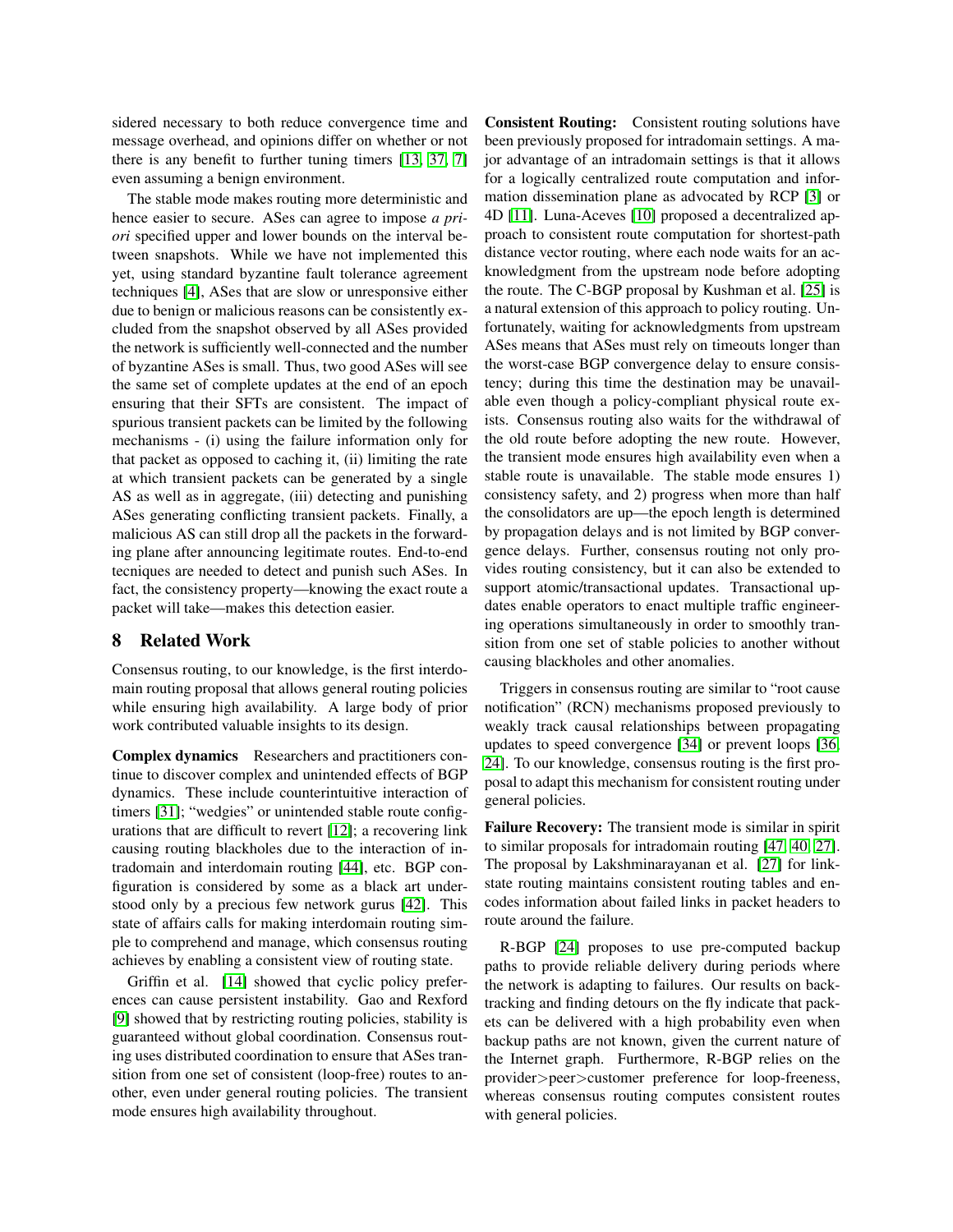sidered necessary to both reduce convergence time and message overhead, and opinions differ on whether or not there is any benefit to further tuning timers [13, 37, 7] even assuming a benign environment.

The stable mode makes routing more deterministic and hence easier to secure. ASes can agree to impose *a priori* specified upper and lower bounds on the interval between snapshots. While we have not implemented this yet, using standard byzantine fault tolerance agreement techniques [4], ASes that are slow or unresponsive either due to benign or malicious reasons can be consistently excluded from the snapshot observed by all ASes provided the network is sufficiently well-connected and the number of byzantine ASes is small. Thus, two good ASes will see the same set of complete updates at the end of an epoch ensuring that their SFTs are consistent. The impact of spurious transient packets can be limited by the following mechanisms - (i) using the failure information only for that packet as opposed to caching it, (ii) limiting the rate at which transient packets can be generated by a single AS as well as in aggregate, (iii) detecting and punishing ASes generating conflicting transient packets. Finally, a malicious AS can still drop all the packets in the forwarding plane after announcing legitimate routes. End-to-end tecniques are needed to detect and punish such ASes. In fact, the consistency property—knowing the exact route a packet will take—makes this detection easier.

## 8 Related Work

Consensus routing, to our knowledge, is the first interdomain routing proposal that allows general routing policies while ensuring high availability. A large body of prior work contributed valuable insights to its design.

**Complex dynamics** Researchers and practitioners continue to discover complex and unintended effects of BGP dynamics. These include counterintuitive interaction of timers [31]; "wedgies" or unintended stable route configurations that are difficult to revert [12]; a recovering link causing routing blackholes due to the interaction of intradomain and interdomain routing [44], etc. BGP configuration is considered by some as a black art understood only by a precious few network gurus [42]. This state of affairs calls for making interdomain routing simple to comprehend and manage, which consensus routing achieves by enabling a consistent view of routing state.

Griffin et al. [14] showed that cyclic policy preferences can cause persistent instability. Gao and Rexford [9] showed that by restricting routing policies, stability is guaranteed without global coordination. Consensus routing uses distributed coordination to ensure that ASes transition from one set of consistent (loop-free) routes to another, even under general routing policies. The transient mode ensures high availability throughout.

**Consistent Routing:** Consistent routing solutions have been previously proposed for intradomain settings. A major advantage of an intradomain settings is that it allows for a logically centralized route computation and information dissemination plane as advocated by RCP [3] or 4D [11]. Luna-Aceves [10] proposed a decentralized approach to consistent route computation for shortest-path distance vector routing, where each node waits for an acknowledgment from the upstream node before adopting the route. The C-BGP proposal by Kushman et al. [25] is a natural extension of this approach to policy routing. Unfortunately, waiting for acknowledgments from upstream ASes means that ASes must rely on timeouts longer than the worst-case BGP convergence delay to ensure consistency; during this time the destination may be unavailable even though a policy-compliant physical route exists. Consensus routing also waits for the withdrawal of the old route before adopting the new route. However, the transient mode ensures high availability even when a stable route is unavailable. The stable mode ensures 1) consistency safety, and 2) progress when more than half the consolidators are up—the epoch length is determined by propagation delays and is not limited by BGP convergence delays. Further, consensus routing not only provides routing consistency, but it can also be extended to support atomic/transactional updates. Transactional updates enable operators to enact multiple traffic engineering operations simultaneously in order to smoothly transition from one set of stable policies to another without causing blackholes and other anomalies.

Triggers in consensus routing are similar to "root cause notification" (RCN) mechanisms proposed previously to weakly track causal relationships between propagating updates to speed convergence [34] or prevent loops [36, 24]. To our knowledge, consensus routing is the first proposal to adapt this mechanism for consistent routing under general policies.

**Failure Recovery:** The transient mode is similar in spirit to similar proposals for intradomain routing [47, 40, 27]. The proposal by Lakshminarayanan et al. [27] for link-state routing maintains consistent routing tables and encodes information about failed links in packet headers to route around the failure.

R-BGP [24] proposes to use pre-computed backup paths to provide reliable delivery during periods where the network is adapting to failures. Our results on backtracking and finding detours on the fly indicate that packets can be delivered with a high probability even when backup paths are not known, given the current nature of the Internet graph. Furthermore, R-BGP relies on the provider>peer>customer preference for loop-freeness, whereas consensus routing computes consistent routes with general policies.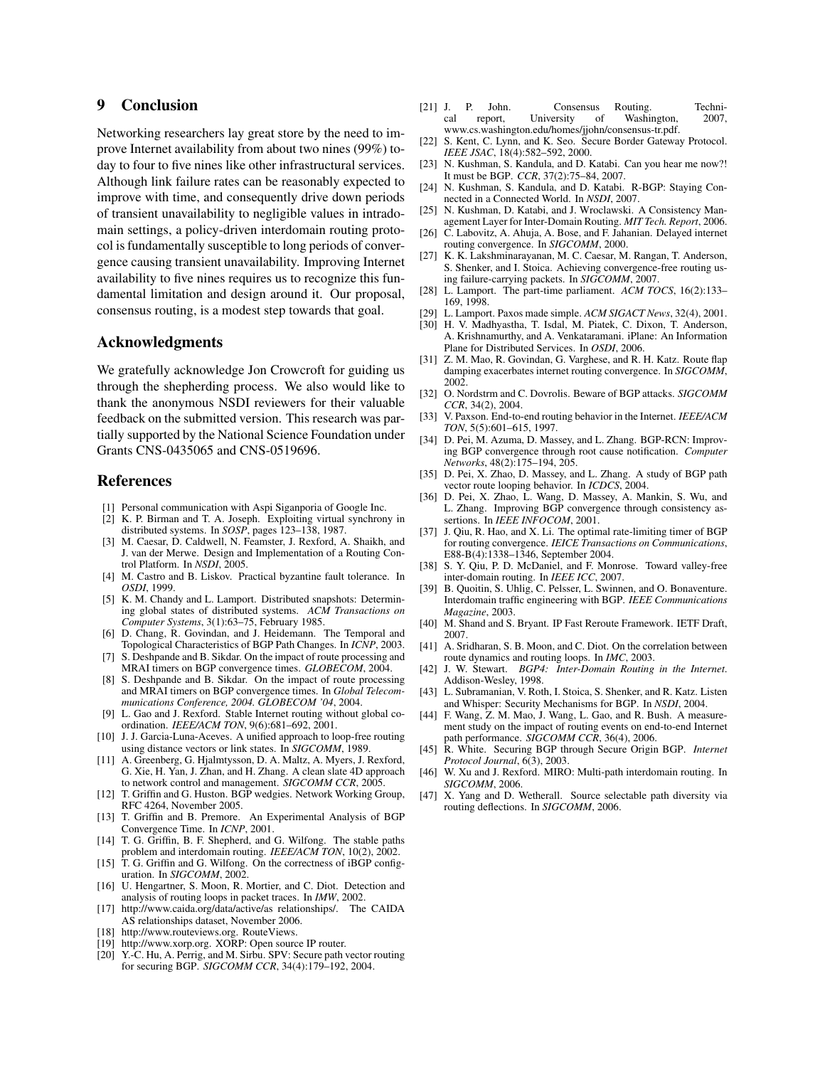## 9 Conclusion

Networking researchers lay great store by the need to improve Internet availability from about two nines (99%) today to four to five nines like other infrastructural services. Although link failure rates can be reasonably expected to improve with time, and consequently drive down periods of transient unavailability to negligible values in intradomain settings, a policy-driven interdomain routing protocol is fundamentally susceptible to long periods of convergence causing transient unavailability. Improving Internet availability to five nines requires us to recognize this fundamental limitation and design around it. Our proposal, consensus routing, is a modest step towards that goal.

## Acknowledgments

We gratefully acknowledge Jon Crowcroft for guiding us through the shepherding process. We also would like to thank the anonymous NSDI reviewers for their valuable feedback on the submitted version. This research was partially supported by the National Science Foundation under Grants CNS-0435065 and CNS-0519696.

## References

[1] Personal communication with Aspi Siganporia of Google Inc.

[2] K. P. Birman and T. A. Joseph. Exploiting virtual synchrony in distributed systems. In *SOSP*, pages 123–138, 1987.

[3] M. Caesar, D. Caldwell, N. Feamster, J. Rexford, A. Shaikh, and J. van der Merwe. Design and Implementation of a Routing Control Platform. In *NSDI*, 2005.

[4] M. Castro and B. Liskov. Practical byzantine fault tolerance. In *OSDI*, 1999.

[5] K. M. Chandy and L. Lamport. Distributed snapshots: Determining global states of distributed systems. *ACM Transactions on Computer Systems*, 3(1):63–75, February 1985.

[6] D. Chang, R. Govindan, and J. Heidemann. The Temporal and Topological Characteristics of BGP Path Changes. In *ICNP*, 2003.

[7] S. Deshpande and B. Sikdar. On the impact of route processing and MRAI timers on BGP convergence times. *GLOBECOM*, 2004.

[8] S. Deshpande and B. Sikdar. On the impact of route processing and MRAI timers on BGP convergence times. In *Global Telecommunications Conference, 2004. GLOBECOM '04*, 2004.

[9] L. Gao and J. Rexford. Stable Internet routing without global coordination. *IEEE/ACM TON*, 9(6):681–692, 2001.

[10] J. J. Garcia-Luna-Aceves. A unified approach to loop-free routing using distance vectors or link states. In *SIGCOMM*, 1989.

[11] A. Greenberg, G. Hjalmtysson, D. A. Maltz, A. Myers, J. Rexford, G. Xie, H. Yan, J. Zhan, and H. Zhang. A clean slate 4D approach to network control and management. *SIGCOMM CCR*, 2005.

[12] T. Griffin and G. Huston. BGP wedgies. Network Working Group, RFC 4264, November 2005.

[13] T. Griffin and B. Premore. An Experimental Analysis of BGP Convergence Time. In *ICNP*, 2001.

[14] T. G. Griffin, B. F. Shepherd, and G. Wilfong. The stable paths problem and interdomain routing. *IEEE/ACM TON*, 10(2), 2002.

[15] T. G. Griffin and G. Wilfong. On the correctness of iBGP configuration. In *SIGCOMM*, 2002.

[16] U. Hengartner, S. Moon, R. Mortier, and C. Diot. Detection and analysis of routing loops in packet traces. In *IMW*, 2002.

[17] http://www.caida.org/data/active/as relationships/. The CAIDA AS relationships dataset, November 2006.

[18] http://www.routeviews.org. RouteViews.

[19] http://www.xorp.org. XORP: Open source IP router.

[20] Y.-C. Hu, A. Perrig, and M. Sirbu. SPV: Secure path vector routing for securing BGP. *SIGCOMM CCR*, 34(4):179–192, 2004.

[21] J. P. John. Consensus Routing. Technical report, University of Washington, 2007, www.cs.washington.edu/homes/jjohn/consensus-tr.pdf.

[22] S. Kent, C. Lynn, and K. Seo. Secure Border Gateway Protocol. *IEEE JSAC*, 18(4):582–592, 2000.

[23] N. Kushman, S. Kandula, and D. Katabi. Can you hear me now?! It must be BGP. *CCR*, 37(2):75–84, 2007.

[24] N. Kushman, S. Kandula, and D. Katabi. R-BGP: Staying Connected in a Connected World. In *NSDI*, 2007.

[25] N. Kushman, D. Katabi, and J. Wroclawski. A Consistency Management Layer for Inter-Domain Routing. *MIT Tech. Report*, 2006.

[26] C. Labovitz, A. Ahuja, A. Bose, and F. Jahanian. Delayed internet routing convergence. In *SIGCOMM*, 2000.

[27] K. K. Lakshminarayanan, M. C. Caesar, M. Rangan, T. Anderson, S. Shenker, and I. Stoica. Achieving convergence-free routing using failure-carrying packets. In *SIGCOMM*, 2007.

[28] L. Lamport. The part-time parliament. *ACM TOCS*, 16(2):133–169, 1998.

[29] L. Lamport. Paxos made simple. *ACM SIGACT News*, 32(4), 2001.

[30] H. V. Madhyastha, T. Isdal, M. Piatek, C. Dixon, T. Anderson, A. Krishnamurthy, and A. Venkataramani. iPlane: An Information Plane for Distributed Services. In *OSDI*, 2006.

[31] Z. M. Mao, R. Govindan, G. Varghese, and R. H. Katz. Route flap damping exacerbates internet routing convergence. In *SIGCOMM*, 2002.

[32] O. Nordstrm and C. Dovrolis. Beware of BGP attacks. *SIGCOMM CCR*, 34(2), 2004.

[33] V. Paxson. End-to-end routing behavior in the Internet. *IEEE/ACM TON*, 5(5):601–615, 1997.

[34] D. Pei, M. Azuma, D. Massey, and L. Zhang. BGP-RCN: Improving BGP convergence through root cause notification. *Computer Networks*, 48(2):175–194, 205.

[35] D. Pei, X. Zhao, D. Massey, and L. Zhang. A study of BGP path vector route looping behavior. In *ICDCS*, 2004.

[36] D. Pei, X. Zhao, L. Wang, D. Massey, A. Mankin, S. Wu, and L. Zhang. Improving BGP convergence through consistency assertions. In *IEEE INFOCOM*, 2001.

[37] J. Qiu, R. Hao, and X. Li. The optimal rate-limiting timer of BGP for routing convergence. *IEICE Transactions on Communications*, E88-B(4):1338–1346, September 2004.

[38] S. Y. Qiu, P. D. McDaniel, and F. Monrose. Toward valley-free inter-domain routing. In *IEEE ICC*, 2007.

[39] B. Quoitin, S. Uhlig, C. Pelsser, L. Swinnen, and O. Bonaventure. Interdomain traffic engineering with BGP. *IEEE Communications Magazine*, 2003.

[40] M. Shand and S. Bryant. IP Fast Reroute Framework. IETF Draft, 2007.

[41] A. Sridharan, S. B. Moon, and C. Diot. On the correlation between route dynamics and routing loops. In *IMC*, 2003.

[42] J. W. Stewart. *BGP4: Inter-Domain Routing in the Internet*. Addison-Wesley, 1998.

[43] L. Subramanian, V. Roth, I. Stoica, S. Shenker, and R. Katz. Listen and Whisper: Security Mechanisms for BGP. In *NSDI*, 2004.

[44] F. Wang, Z. M. Mao, J. Wang, L. Gao, and R. Bush. A measurement study on the impact of routing events on end-to-end Internet path performance. *SIGCOMM CCR*, 36(4), 2006.

[45] R. White. Securing BGP through Secure Origin BGP. *Internet Protocol Journal*, 6(3), 2003.

[46] W. Xu and J. Rexford. MIRO: Multi-path interdomain routing. In *SIGCOMM*, 2006.

[47] X. Yang and D. Wetherall. Source selectable path diversity via routing deflections. In *SIGCOMM*, 2006.